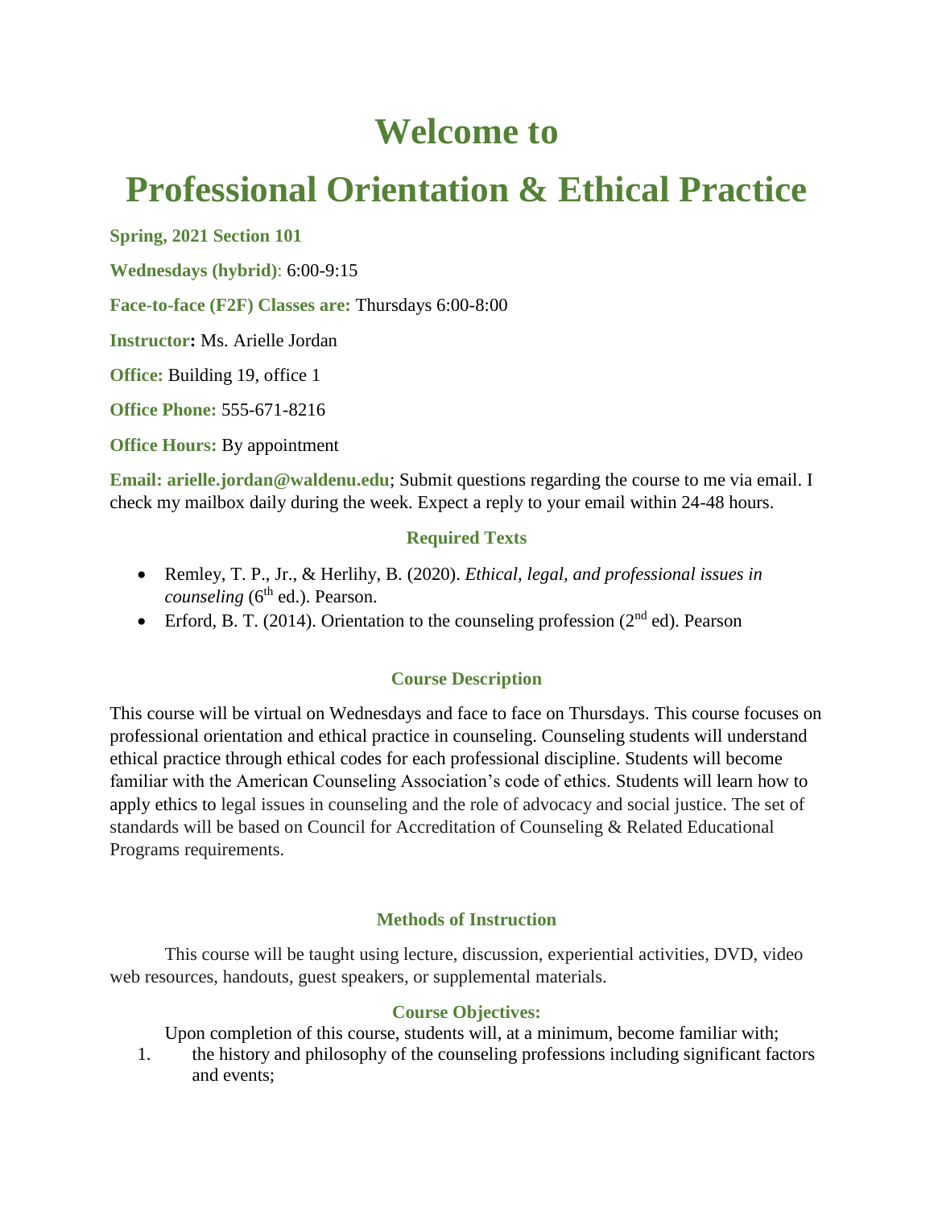# Welcome to

# Professional Orientation & Ethical Practice

**Spring, 2021 Section 101**

**Wednesdays (hybrid)**: 6:00-9:15

**Face-to-face (F2F) Classes are:** Thursdays 6:00-8:00

**Instructor:** Ms. Arielle Jordan

**Office:** Building 19, office 1

**Office Phone:** 555-671-8216

**Office Hours:** By appointment

**Email: arielle.jordan@waldenu.edu**; Submit questions regarding the course to me via email. I check my mailbox daily during the week. Expect a reply to your email within 24-48 hours.

### Required Texts

- Remley, T. P., Jr., & Herlihy, B. (2020). *Ethical, legal, and professional issues in counseling* (6th ed.). Pearson.
- Erford, B. T. (2014). Orientation to the counseling profession (2nd ed). Pearson

### Course Description

This course will be virtual on Wednesdays and face to face on Thursdays. This course focuses on professional orientation and ethical practice in counseling. Counseling students will understand ethical practice through ethical codes for each professional discipline. Students will become familiar with the American Counseling Association's code of ethics. Students will learn how to apply ethics to legal issues in counseling and the role of advocacy and social justice. The set of standards will be based on Council for Accreditation of Counseling & Related Educational Programs requirements.

### Methods of Instruction

This course will be taught using lecture, discussion, experiential activities, DVD, video web resources, handouts, guest speakers, or supplemental materials.

### Course Objectives:

Upon completion of this course, students will, at a minimum, become familiar with;

1. the history and philosophy of the counseling professions including significant factors and events;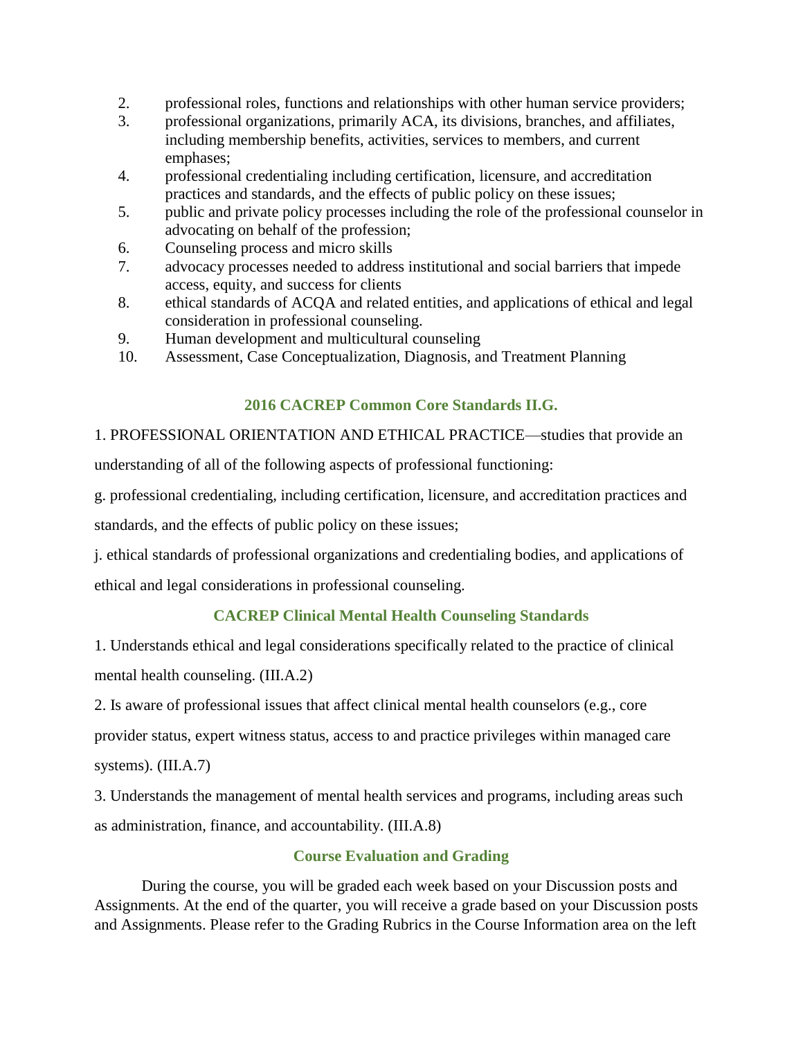2. professional roles, functions and relationships with other human service providers;
3. professional organizations, primarily ACA, its divisions, branches, and affiliates, including membership benefits, activities, services to members, and current emphases;
4. professional credentialing including certification, licensure, and accreditation practices and standards, and the effects of public policy on these issues;
5. public and private policy processes including the role of the professional counselor in advocating on behalf of the profession;
6. Counseling process and micro skills
7. advocacy processes needed to address institutional and social barriers that impede access, equity, and success for clients
8. ethical standards of ACQA and related entities, and applications of ethical and legal consideration in professional counseling.
9. Human development and multicultural counseling
10. Assessment, Case Conceptualization, Diagnosis, and Treatment Planning

### 2016 CACREP Common Core Standards II.G.

1. PROFESSIONAL ORIENTATION AND ETHICAL PRACTICE—studies that provide an understanding of all of the following aspects of professional functioning:

g. professional credentialing, including certification, licensure, and accreditation practices and standards, and the effects of public policy on these issues;

j. ethical standards of professional organizations and credentialing bodies, and applications of ethical and legal considerations in professional counseling.

### CACREP Clinical Mental Health Counseling Standards

1. Understands ethical and legal considerations specifically related to the practice of clinical mental health counseling. (III.A.2)

2. Is aware of professional issues that affect clinical mental health counselors (e.g., core provider status, expert witness status, access to and practice privileges within managed care systems). (III.A.7)

3. Understands the management of mental health services and programs, including areas such as administration, finance, and accountability. (III.A.8)

### Course Evaluation and Grading

During the course, you will be graded each week based on your Discussion posts and Assignments. At the end of the quarter, you will receive a grade based on your Discussion posts and Assignments. Please refer to the Grading Rubrics in the Course Information area on the left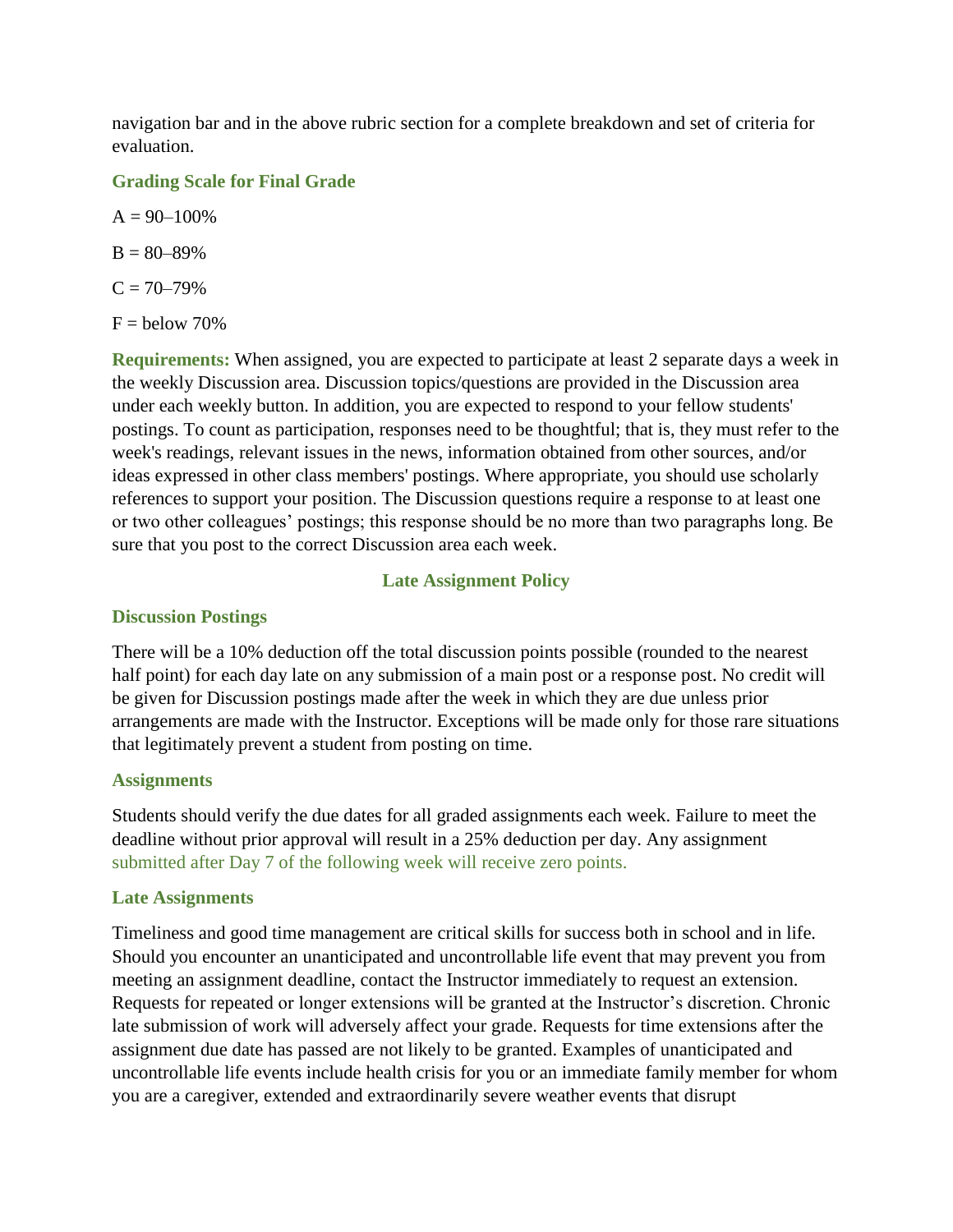navigation bar and in the above rubric section for a complete breakdown and set of criteria for evaluation.

### Grading Scale for Final Grade

A = 90–100%

B = 80–89%

C = 70–79%

F = below 70%

**Requirements:** When assigned, you are expected to participate at least 2 separate days a week in the weekly Discussion area. Discussion topics/questions are provided in the Discussion area under each weekly button. In addition, you are expected to respond to your fellow students' postings. To count as participation, responses need to be thoughtful; that is, they must refer to the week's readings, relevant issues in the news, information obtained from other sources, and/or ideas expressed in other class members' postings. Where appropriate, you should use scholarly references to support your position. The Discussion questions require a response to at least one or two other colleagues' postings; this response should be no more than two paragraphs long. Be sure that you post to the correct Discussion area each week.

## Late Assignment Policy

### Discussion Postings

There will be a 10% deduction off the total discussion points possible (rounded to the nearest half point) for each day late on any submission of a main post or a response post. No credit will be given for Discussion postings made after the week in which they are due unless prior arrangements are made with the Instructor. Exceptions will be made only for those rare situations that legitimately prevent a student from posting on time.

### Assignments

Students should verify the due dates for all graded assignments each week. Failure to meet the deadline without prior approval will result in a 25% deduction per day. Any assignment submitted after Day 7 of the following week will receive zero points.

### Late Assignments

Timeliness and good time management are critical skills for success both in school and in life. Should you encounter an unanticipated and uncontrollable life event that may prevent you from meeting an assignment deadline, contact the Instructor immediately to request an extension. Requests for repeated or longer extensions will be granted at the Instructor's discretion. Chronic late submission of work will adversely affect your grade. Requests for time extensions after the assignment due date has passed are not likely to be granted. Examples of unanticipated and uncontrollable life events include health crisis for you or an immediate family member for whom you are a caregiver, extended and extraordinarily severe weather events that disrupt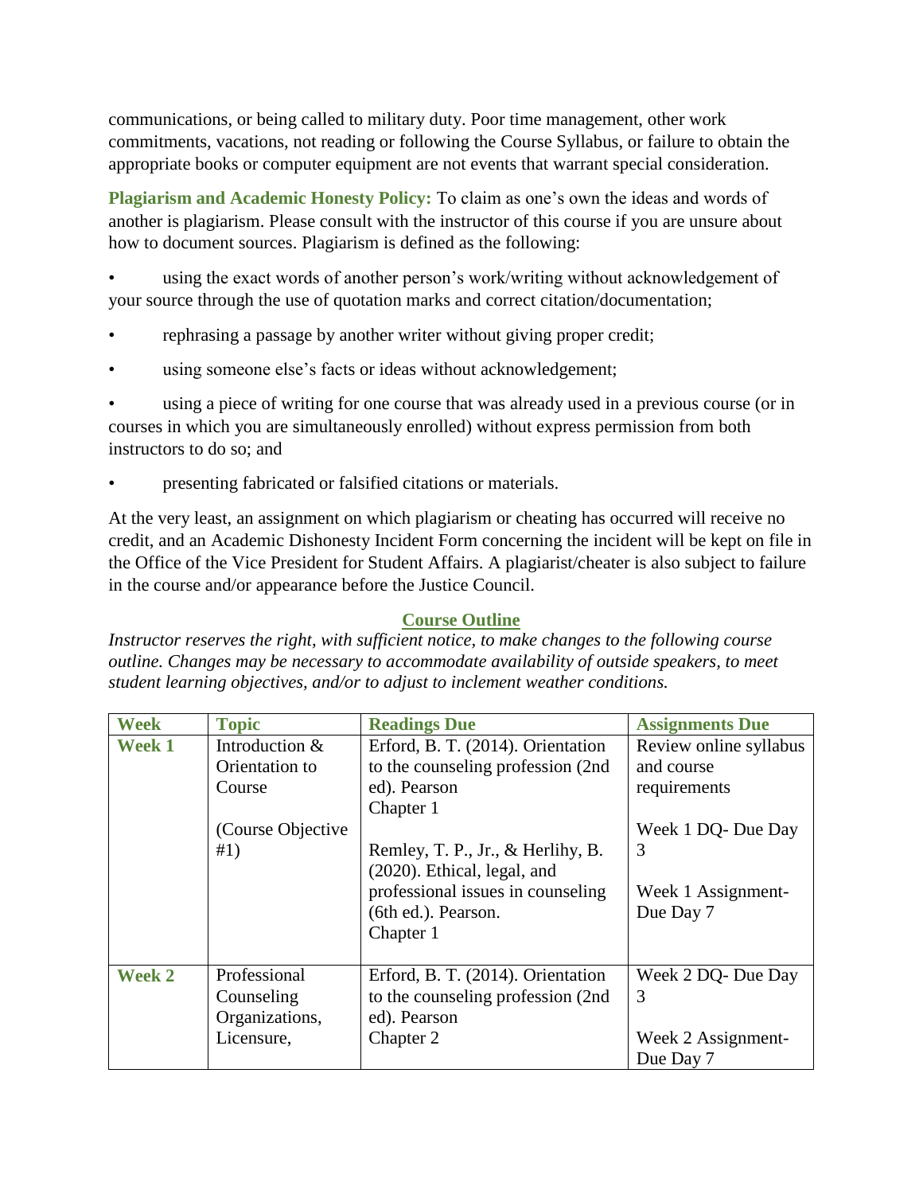communications, or being called to military duty. Poor time management, other work commitments, vacations, not reading or following the Course Syllabus, or failure to obtain the appropriate books or computer equipment are not events that warrant special consideration.

**Plagiarism and Academic Honesty Policy:** To claim as one's own the ideas and words of another is plagiarism. Please consult with the instructor of this course if you are unsure about how to document sources. Plagiarism is defined as the following:

- using the exact words of another person's work/writing without acknowledgement of your source through the use of quotation marks and correct citation/documentation;
- rephrasing a passage by another writer without giving proper credit;
- using someone else's facts or ideas without acknowledgement;
- using a piece of writing for one course that was already used in a previous course (or in courses in which you are simultaneously enrolled) without express permission from both instructors to do so; and
- presenting fabricated or falsified citations or materials.

At the very least, an assignment on which plagiarism or cheating has occurred will receive no credit, and an Academic Dishonesty Incident Form concerning the incident will be kept on file in the Office of the Vice President for Student Affairs. A plagiarist/cheater is also subject to failure in the course and/or appearance before the Justice Council.

## Course Outline

*Instructor reserves the right, with sufficient notice, to make changes to the following course outline. Changes may be necessary to accommodate availability of outside speakers, to meet student learning objectives, and/or to adjust to inclement weather conditions.*

| Week | Topic | Readings Due | Assignments Due |
|---|---|---|---|
| **Week 1** | Introduction & Orientation to Course<br><br>(Course Objective #1) | Erford, B. T. (2014). Orientation to the counseling profession (2nd ed). Pearson<br>Chapter 1<br><br>Remley, T. P., Jr., & Herlihy, B. (2020). Ethical, legal, and professional issues in counseling (6th ed.). Pearson.<br>Chapter 1 | Review online syllabus and course requirements<br><br>Week 1 DQ- Due Day 3<br><br>Week 1 Assignment- Due Day 7 |
| **Week 2** | Professional Counseling Organizations, Licensure, | Erford, B. T. (2014). Orientation to the counseling profession (2nd ed). Pearson<br>Chapter 2 | Week 2 DQ- Due Day 3<br><br>Week 2 Assignment- Due Day 7 |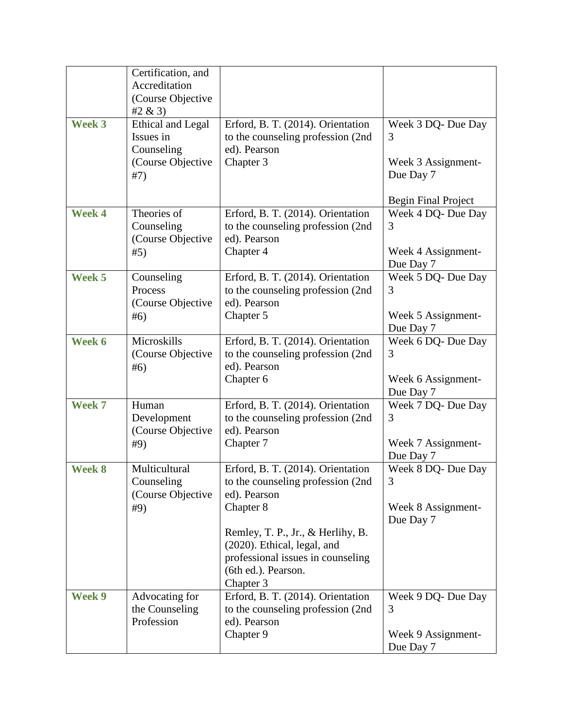| | | | |
|---|---|---|---|
| | Certification, and Accreditation (Course Objective #2 & 3) | | |
| **Week 3** | Ethical and Legal Issues in Counseling (Course Objective #7) | Erford, B. T. (2014). Orientation to the counseling profession (2nd ed). Pearson<br>Chapter 3 | Week 3 DQ- Due Day 3<br><br>Week 3 Assignment- Due Day 7<br><br>Begin Final Project |
| **Week 4** | Theories of Counseling (Course Objective #5) | Erford, B. T. (2014). Orientation to the counseling profession (2nd ed). Pearson<br>Chapter 4 | Week 4 DQ- Due Day 3<br><br>Week 4 Assignment- Due Day 7 |
| **Week 5** | Counseling Process (Course Objective #6) | Erford, B. T. (2014). Orientation to the counseling profession (2nd ed). Pearson<br>Chapter 5 | Week 5 DQ- Due Day 3<br><br>Week 5 Assignment- Due Day 7 |
| **Week 6** | Microskills (Course Objective #6) | Erford, B. T. (2014). Orientation to the counseling profession (2nd ed). Pearson<br>Chapter 6 | Week 6 DQ- Due Day 3<br><br>Week 6 Assignment- Due Day 7 |
| **Week 7** | Human Development (Course Objective #9) | Erford, B. T. (2014). Orientation to the counseling profession (2nd ed). Pearson<br>Chapter 7 | Week 7 DQ- Due Day 3<br><br>Week 7 Assignment- Due Day 7 |
| **Week 8** | Multicultural Counseling (Course Objective #9) | Erford, B. T. (2014). Orientation to the counseling profession (2nd ed). Pearson<br>Chapter 8<br><br>Remley, T. P., Jr., & Herlihy, B. (2020). Ethical, legal, and professional issues in counseling (6th ed.). Pearson.<br>Chapter 3 | Week 8 DQ- Due Day 3<br><br>Week 8 Assignment- Due Day 7 |
| **Week 9** | Advocating for the Counseling Profession | Erford, B. T. (2014). Orientation to the counseling profession (2nd ed). Pearson<br>Chapter 9 | Week 9 DQ- Due Day 3<br><br>Week 9 Assignment- Due Day 7 |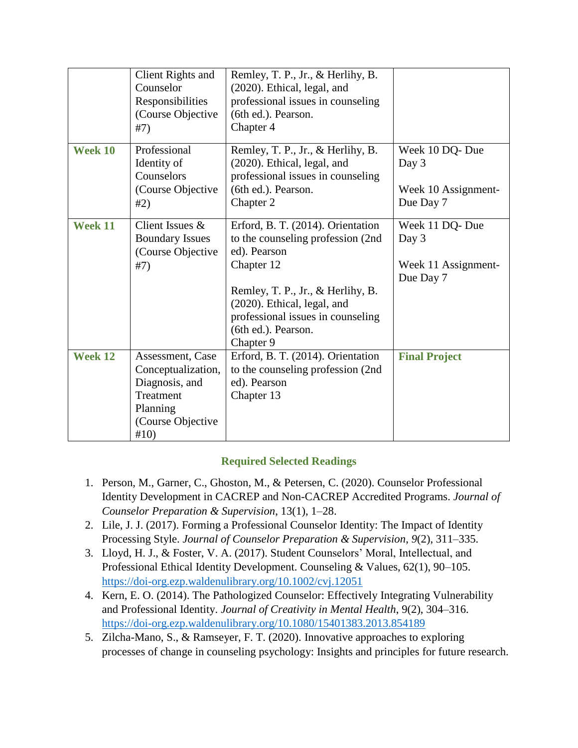| | | | |
|---|---|---|---|
| | Client Rights and Counselor Responsibilities (Course Objective #7) | Remley, T. P., Jr., & Herlihy, B. (2020). Ethical, legal, and professional issues in counseling (6th ed.). Pearson. Chapter 4 | |
| **Week 10** | Professional Identity of Counselors (Course Objective #2) | Remley, T. P., Jr., & Herlihy, B. (2020). Ethical, legal, and professional issues in counseling (6th ed.). Pearson. Chapter 2 | Week 10 DQ- Due Day 3<br><br>Week 10 Assignment- Due Day 7 |
| **Week 11** | Client Issues & Boundary Issues (Course Objective #7) | Erford, B. T. (2014). Orientation to the counseling profession (2nd ed). Pearson Chapter 12<br><br>Remley, T. P., Jr., & Herlihy, B. (2020). Ethical, legal, and professional issues in counseling (6th ed.). Pearson. Chapter 9 | Week 11 DQ- Due Day 3<br><br>Week 11 Assignment- Due Day 7 |
| **Week 12** | Assessment, Case Conceptualization, Diagnosis, and Treatment Planning (Course Objective #10) | Erford, B. T. (2014). Orientation to the counseling profession (2nd ed). Pearson Chapter 13 | **Final Project** |

## Required Selected Readings

1. Person, M., Garner, C., Ghoston, M., & Petersen, C. (2020). Counselor Professional Identity Development in CACREP and Non-CACREP Accredited Programs. *Journal of Counselor Preparation & Supervision*, 13(1), 1–28.
2. Lile, J. J. (2017). Forming a Professional Counselor Identity: The Impact of Identity Processing Style. *Journal of Counselor Preparation & Supervision*, *9*(2), 311–335.
3. Lloyd, H. J., & Foster, V. A. (2017). Student Counselors' Moral, Intellectual, and Professional Ethical Identity Development. Counseling & Values, 62(1), 90–105. https://doi-org.ezp.waldenulibrary.org/10.1002/cvj.12051
4. Kern, E. O. (2014). The Pathologized Counselor: Effectively Integrating Vulnerability and Professional Identity. *Journal of Creativity in Mental Health*, 9(2), 304–316. https://doi-org.ezp.waldenulibrary.org/10.1080/15401383.2013.854189
5. Zilcha-Mano, S., & Ramseyer, F. T. (2020). Innovative approaches to exploring processes of change in counseling psychology: Insights and principles for future research.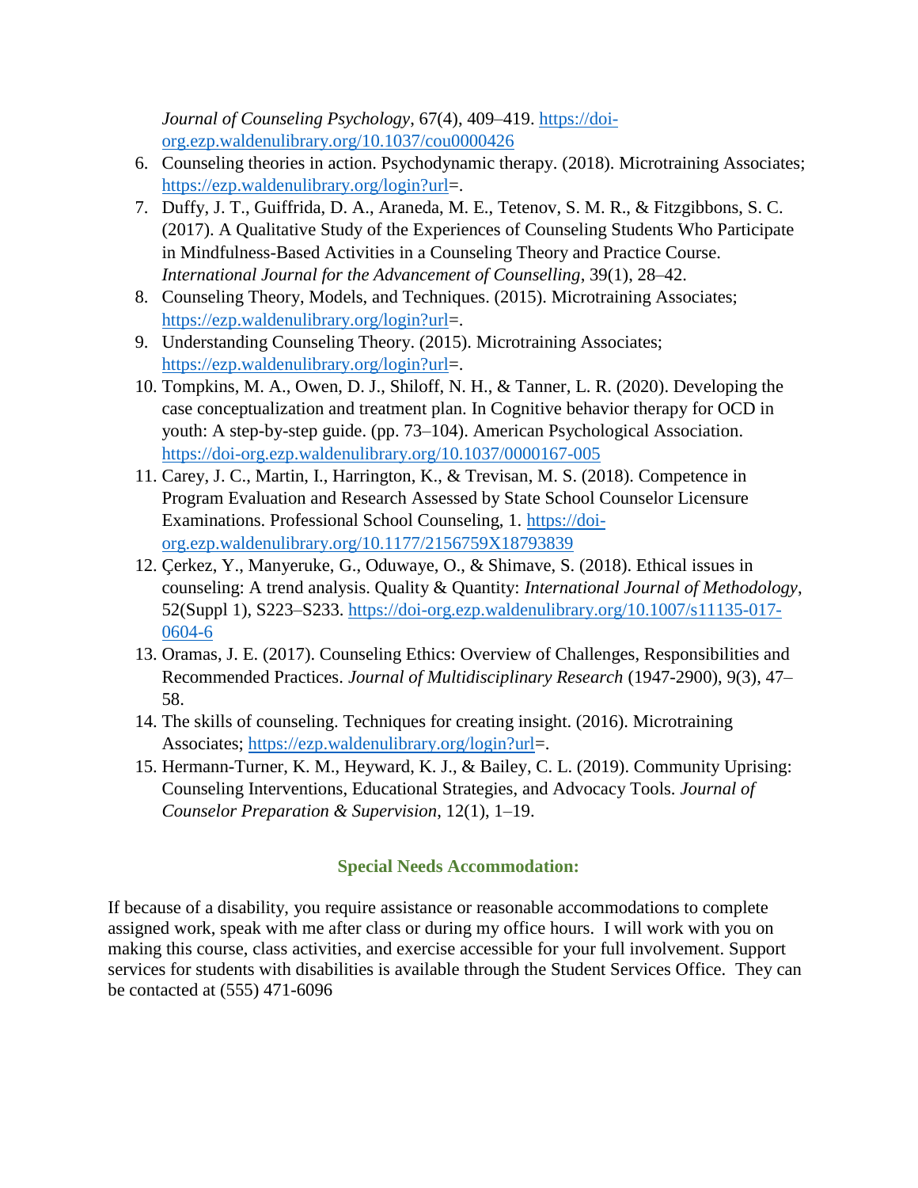*Journal of Counseling Psychology*, 67(4), 409–419. https://doi-org.ezp.waldenulibrary.org/10.1037/cou0000426

6. Counseling theories in action. Psychodynamic therapy. (2018). Microtraining Associates; https://ezp.waldenulibrary.org/login?url=.
7. Duffy, J. T., Guiffrida, D. A., Araneda, M. E., Tetenov, S. M. R., & Fitzgibbons, S. C. (2017). A Qualitative Study of the Experiences of Counseling Students Who Participate in Mindfulness-Based Activities in a Counseling Theory and Practice Course. *International Journal for the Advancement of Counselling*, 39(1), 28–42.
8. Counseling Theory, Models, and Techniques. (2015). Microtraining Associates; https://ezp.waldenulibrary.org/login?url=.
9. Understanding Counseling Theory. (2015). Microtraining Associates; https://ezp.waldenulibrary.org/login?url=.
10. Tompkins, M. A., Owen, D. J., Shiloff, N. H., & Tanner, L. R. (2020). Developing the case conceptualization and treatment plan. In Cognitive behavior therapy for OCD in youth: A step-by-step guide. (pp. 73–104). American Psychological Association. https://doi-org.ezp.waldenulibrary.org/10.1037/0000167-005
11. Carey, J. C., Martin, I., Harrington, K., & Trevisan, M. S. (2018). Competence in Program Evaluation and Research Assessed by State School Counselor Licensure Examinations. Professional School Counseling, 1. https://doi-org.ezp.waldenulibrary.org/10.1177/2156759X18793839
12. Çerkez, Y., Manyeruke, G., Oduwaye, O., & Shimave, S. (2018). Ethical issues in counseling: A trend analysis. Quality & Quantity: *International Journal of Methodology*, 52(Suppl 1), S223–S233. https://doi-org.ezp.waldenulibrary.org/10.1007/s11135-017-0604-6
13. Oramas, J. E. (2017). Counseling Ethics: Overview of Challenges, Responsibilities and Recommended Practices. *Journal of Multidisciplinary Research* (1947-2900), 9(3), 47–58.
14. The skills of counseling. Techniques for creating insight. (2016). Microtraining Associates; https://ezp.waldenulibrary.org/login?url=.
15. Hermann-Turner, K. M., Heyward, K. J., & Bailey, C. L. (2019). Community Uprising: Counseling Interventions, Educational Strategies, and Advocacy Tools. *Journal of Counselor Preparation & Supervision*, 12(1), 1–19.

## Special Needs Accommodation:

If because of a disability, you require assistance or reasonable accommodations to complete assigned work, speak with me after class or during my office hours. I will work with you on making this course, class activities, and exercise accessible for your full involvement. Support services for students with disabilities is available through the Student Services Office. They can be contacted at (555) 471-6096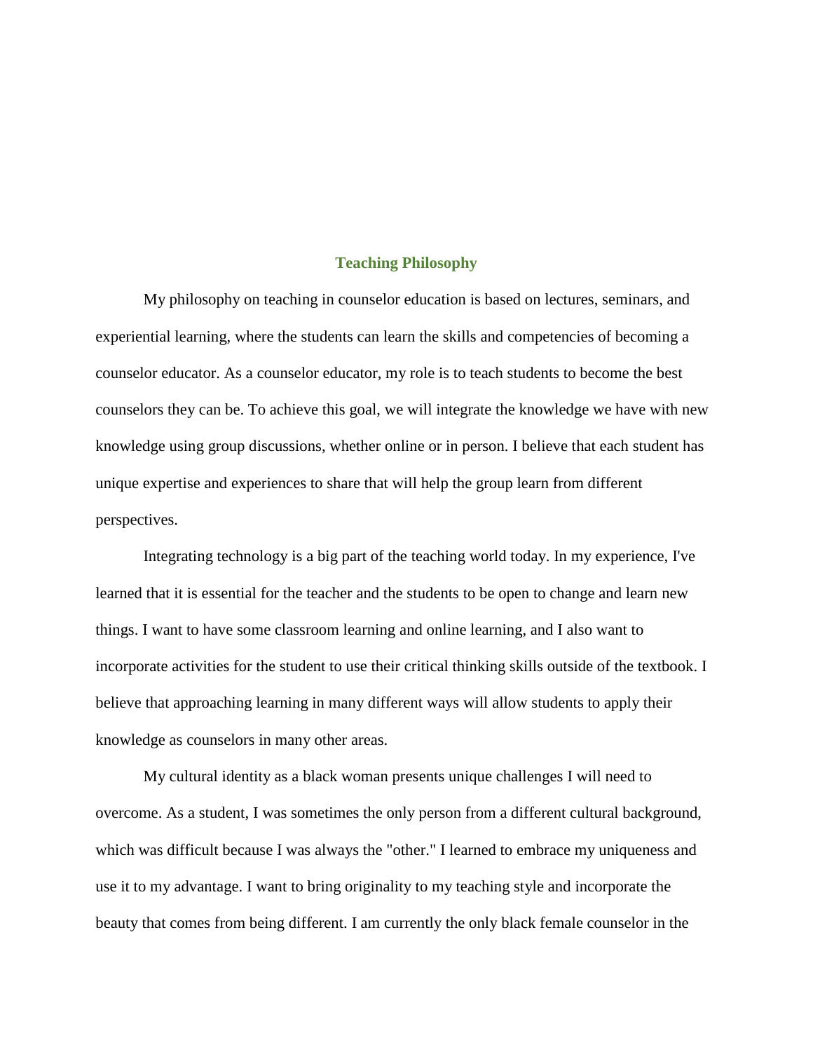## Teaching Philosophy

My philosophy on teaching in counselor education is based on lectures, seminars, and experiential learning, where the students can learn the skills and competencies of becoming a counselor educator. As a counselor educator, my role is to teach students to become the best counselors they can be. To achieve this goal, we will integrate the knowledge we have with new knowledge using group discussions, whether online or in person. I believe that each student has unique expertise and experiences to share that will help the group learn from different perspectives.

Integrating technology is a big part of the teaching world today. In my experience, I've learned that it is essential for the teacher and the students to be open to change and learn new things. I want to have some classroom learning and online learning, and I also want to incorporate activities for the student to use their critical thinking skills outside of the textbook. I believe that approaching learning in many different ways will allow students to apply their knowledge as counselors in many other areas.

My cultural identity as a black woman presents unique challenges I will need to overcome. As a student, I was sometimes the only person from a different cultural background, which was difficult because I was always the "other." I learned to embrace my uniqueness and use it to my advantage. I want to bring originality to my teaching style and incorporate the beauty that comes from being different. I am currently the only black female counselor in the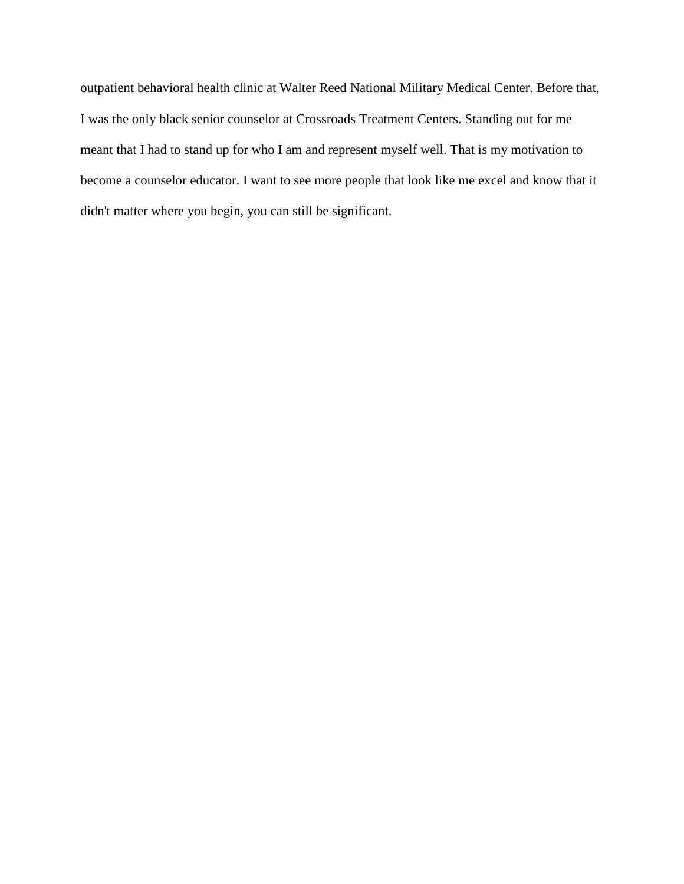outpatient behavioral health clinic at Walter Reed National Military Medical Center. Before that, I was the only black senior counselor at Crossroads Treatment Centers. Standing out for me meant that I had to stand up for who I am and represent myself well. That is my motivation to become a counselor educator. I want to see more people that look like me excel and know that it didn't matter where you begin, you can still be significant.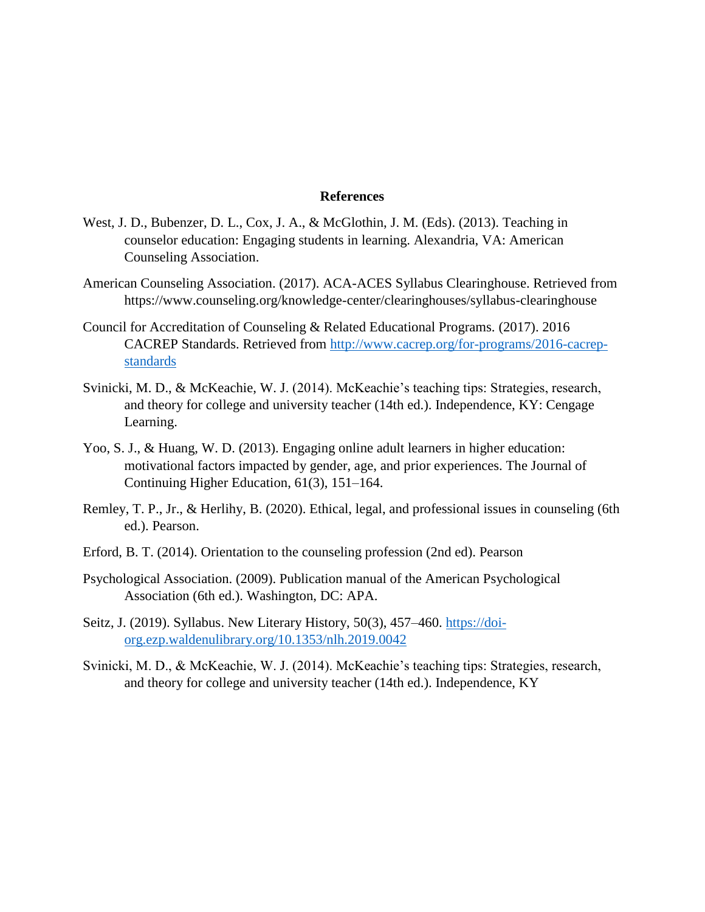## References

West, J. D., Bubenzer, D. L., Cox, J. A., & McGlothin, J. M. (Eds). (2013). Teaching in counselor education: Engaging students in learning. Alexandria, VA: American Counseling Association.

American Counseling Association. (2017). ACA-ACES Syllabus Clearinghouse. Retrieved from https://www.counseling.org/knowledge-center/clearinghouses/syllabus-clearinghouse

Council for Accreditation of Counseling & Related Educational Programs. (2017). 2016 CACREP Standards. Retrieved from [http://www.cacrep.org/for-programs/2016-cacrep-standards](http://www.cacrep.org/for-programs/2016-cacrep-standards)

Svinicki, M. D., & McKeachie, W. J. (2014). McKeachie's teaching tips: Strategies, research, and theory for college and university teacher (14th ed.). Independence, KY: Cengage Learning.

Yoo, S. J., & Huang, W. D. (2013). Engaging online adult learners in higher education: motivational factors impacted by gender, age, and prior experiences. The Journal of Continuing Higher Education, 61(3), 151–164.

Remley, T. P., Jr., & Herlihy, B. (2020). Ethical, legal, and professional issues in counseling (6th ed.). Pearson.

Erford, B. T. (2014). Orientation to the counseling profession (2nd ed). Pearson

Psychological Association. (2009). Publication manual of the American Psychological Association (6th ed.). Washington, DC: APA.

Seitz, J. (2019). Syllabus. New Literary History, 50(3), 457–460. [https://doi-org.ezp.waldenulibrary.org/10.1353/nlh.2019.0042](https://doi-org.ezp.waldenulibrary.org/10.1353/nlh.2019.0042)

Svinicki, M. D., & McKeachie, W. J. (2014). McKeachie's teaching tips: Strategies, research, and theory for college and university teacher (14th ed.). Independence, KY